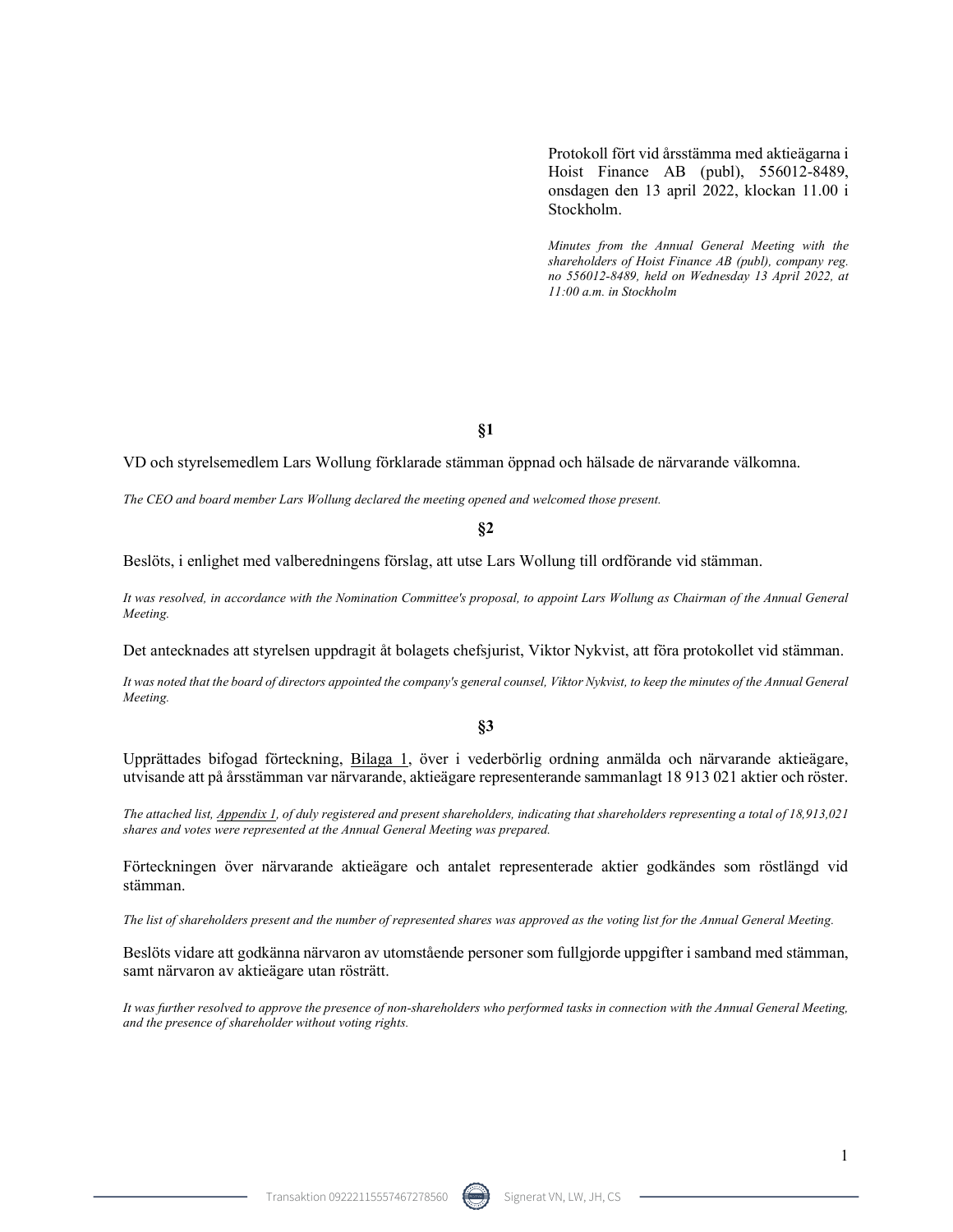Protokoll fört vid årsstämma med aktieägarna i Hoist Finance AB (publ), 556012-8489, onsdagen den 13 april 2022, klockan 11.00 i Stockholm.

*Minutes from the Annual General Meeting with the shareholders of Hoist Finance AB (publ), company reg. no 556012-8489, held on Wednesday 13 April 2022, at 11:00 a.m. in Stockholm*

### §1

VD och styrelsemedlem Lars Wollung förklarade stämman öppnad och hälsade de närvarande välkomna.

*The CEO and board member Lars Wollung declared the meeting opened and welcomed those present.*

### §2

Beslöts, i enlighet med valberedningens förslag, att utse Lars Wollung till ordförande vid stämman.

*It was resolved, in accordance with the Nomination Committee's proposal, to appoint Lars Wollung as Chairman of the Annual General Meeting.*

Det antecknades att styrelsen uppdragit åt bolagets chefsjurist, Viktor Nykvist, att föra protokollet vid stämman.

*It was noted that the board of directors appointed the company's general counsel, Viktor Nykvist, to keep the minutes of the Annual General Meeting.*

### §3

Upprättades bifogad förteckning, Bilaga 1, över i vederbörlig ordning anmälda och närvarande aktieägare, utvisande att på årsstämman var närvarande, aktieägare representerande sammanlagt 18 913 021 aktier och röster.

*The attached list, Appendix 1, of duly registered and present shareholders, indicating that shareholders representing a total of 18,913,021 shares and votes were represented at the Annual General Meeting was prepared.*

Förteckningen över närvarande aktieägare och antalet representerade aktier godkändes som röstlängd vid stämman.

*The list of shareholders present and the number of represented shares was approved as the voting list for the Annual General Meeting.*

Beslöts vidare att godkänna närvaron av utomstående personer som fullgjorde uppgifter i samband med stämman, samt närvaron av aktieägare utan rösträtt.

*It was further resolved to approve the presence of non-shareholders who performed tasks in connection with the Annual General Meeting, and the presence of shareholder without voting rights.*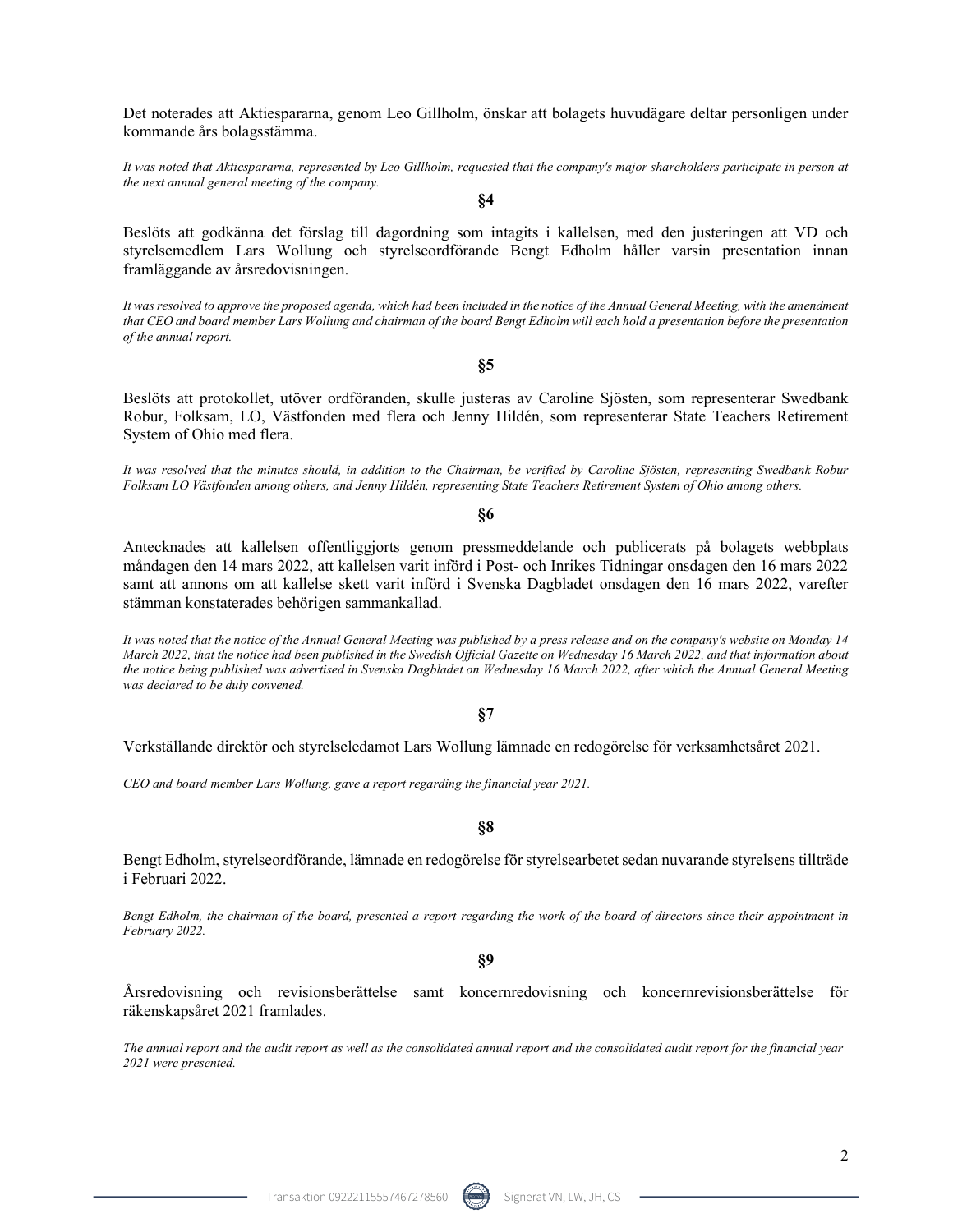Det noterades att Aktiespararna, genom Leo Gillholm, önskar att bolagets huvudägare deltar personligen under kommande års bolagsstämma.

*It was noted that Aktiespararna, represented by Leo Gillholm, requested that the company's major shareholders participate in person at the next annual general meeting of the company.*

**§4**

Beslöts att godkänna det förslag till dagordning som intagits i kallelsen, med den justeringen att VD och styrelsemedlem Lars Wollung och styrelseordförande Bengt Edholm håller varsin presentation innan framläggande av årsredovisningen.

*It was resolved to approve the proposed agenda, which had been included in the notice of the Annual General Meeting, with the amendment that CEO and board member Lars Wollung and chairman of the board Bengt Edholm will each hold a presentation before the presentation of the annual report.*

**§5**

Beslöts att protokollet, utöver ordföranden, skulle justeras av Caroline Sjösten, som representerar Swedbank Robur, Folksam, LO, Västfonden med flera och Jenny Hildén, som representerar State Teachers Retirement System of Ohio med flera.

*It was resolved that the minutes should, in addition to the Chairman, be verified by Caroline Sjösten, representing Swedbank Robur Folksam LO Västfonden among others, and Jenny Hildén, representing State Teachers Retirement System of Ohio among others.*

**§6**

Antecknades att kallelsen offentliggjorts genom pressmeddelande och publicerats på bolagets webbplats måndagen den 14 mars 2022, att kallelsen varit införd i Post- och Inrikes Tidningar onsdagen den 16 mars 2022 samt att annons om att kallelse skett varit införd i Svenska Dagbladet onsdagen den 16 mars 2022, varefter stämman konstaterades behörigen sammankallad.

*It was noted that the notice of the Annual General Meeting was published by a press release and on the company's website on Monday 14 March 2022, that the notice had been published in the Swedish Official Gazette on Wednesday 16 March 2022, and that information about the notice being published was advertised in Svenska Dagbladet on Wednesday 16 March 2022, after which the Annual General Meeting was declared to be duly convened.*

**§7**

Verkställande direktör och styrelseledamot Lars Wollung lämnade en redogörelse för verksamhetsåret 2021.

*CEO and board member Lars Wollung, gave a report regarding the financial year 2021.*

**§8**

Bengt Edholm, styrelseordförande, lämnade en redogörelse för styrelsearbetet sedan nuvarande styrelsens tillträde i Februari 2022.

*Bengt Edholm, the chairman of the board, presented a report regarding the work of the board of directors since their appointment in February 2022.*

**§9**

Årsredovisning och revisionsberättelse samt koncernredovisning och koncernrevisionsberättelse för räkenskapsåret 2021 framlades.

*The annual report and the audit report as well as the consolidated annual report and the consolidated audit report for the financial year 2021 were presented.*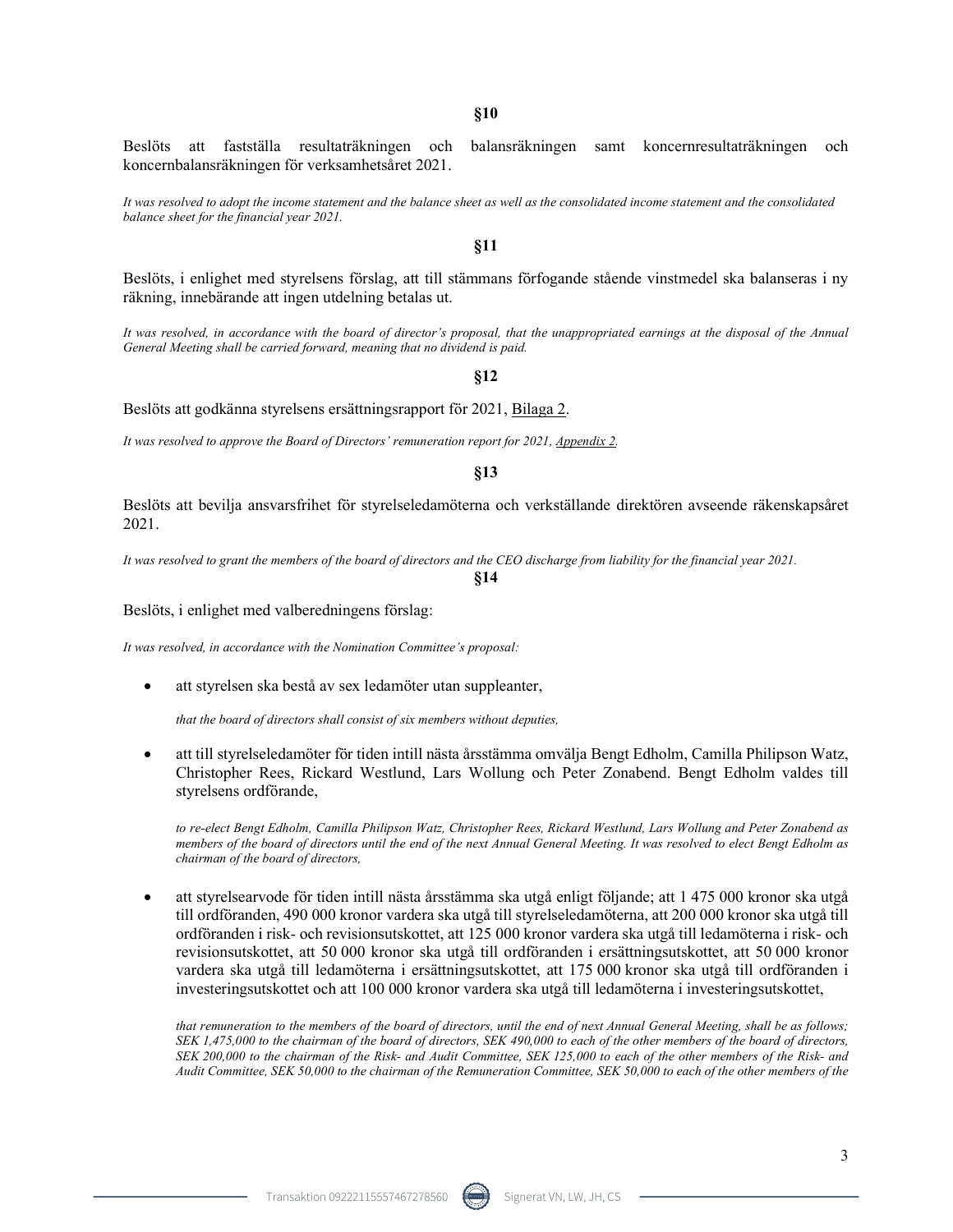**§10**

Beslöts att fastställa resultaträkningen och balansräkningen samt koncernresultaträkningen och koncernbalansräkningen för verksamhetsåret 2021.

*It was resolved to adopt the income statement and the balance sheet as well as the consolidated income statement and the consolidated balance sheet for the financial year 2021.*

**§11**

Beslöts, i enlighet med styrelsens förslag, att till stämmans förfogande stående vinstmedel ska balanseras i ny räkning, innebärande att ingen utdelning betalas ut.

*It was resolved, in accordance with the board of director's proposal, that the unappropriated earnings at the disposal of the Annual General Meeting shall be carried forward, meaning that no dividend is paid.*

**§12**

Beslöts att godkänna styrelsens ersättningsrapport för 2021, Bilaga 2.

*It was resolved to approve the Board of Directors' remuneration report for 2021, Appendix 2.*

**§13**

Beslöts att bevilja ansvarsfrihet för styrelseledamöterna och verkställande direktören avseende räkenskapsåret 2021.

*It was resolved to grant the members of the board of directors and the CEO discharge from liability for the financial year 2021.*

**§14**

Beslöts, i enlighet med valberedningens förslag:

*It was resolved, in accordance with the Nomination Committee's proposal:*

- att styrelsen ska bestå av sex ledamöter utan suppleanter,

  *that the board of directors shall consist of six members without deputies,*

- att till styrelseledamöter för tiden intill nästa årsstämma omvälja Bengt Edholm, Camilla Philipson Watz, Christopher Rees, Rickard Westlund, Lars Wollung och Peter Zonabend. Bengt Edholm valdes till styrelsens ordförande,

  *to re-elect Bengt Edholm, Camilla Philipson Watz, Christopher Rees, Rickard Westlund, Lars Wollung and Peter Zonabend as members of the board of directors until the end of the next Annual General Meeting. It was resolved to elect Bengt Edholm as chairman of the board of directors,*

- att styrelsearvode för tiden intill nästa årsstämma ska utgå enligt följande; att 1 475 000 kronor ska utgå till ordföranden, 490 000 kronor vardera ska utgå till styrelseledamöterna, att 200 000 kronor ska utgå till ordföranden i risk- och revisionsutskottet, att 125 000 kronor vardera ska utgå till ledamöterna i risk- och revisionsutskottet, att 50 000 kronor ska utgå till ordföranden i ersättningsutskottet, att 50 000 kronor vardera ska utgå till ledamöterna i ersättningsutskottet, att 175 000 kronor ska utgå till ordföranden i investeringsutskottet och att 100 000 kronor vardera ska utgå till ledamöterna i investeringsutskottet,

  *that remuneration to the members of the board of directors, until the end of next Annual General Meeting, shall be as follows; SEK 1,475,000 to the chairman of the board of directors, SEK 490,000 to each of the other members of the board of directors, SEK 200,000 to the chairman of the Risk- and Audit Committee, SEK 125,000 to each of the other members of the Risk- and Audit Committee, SEK 50,000 to the chairman of the Remuneration Committee, SEK 50,000 to each of the other members of the*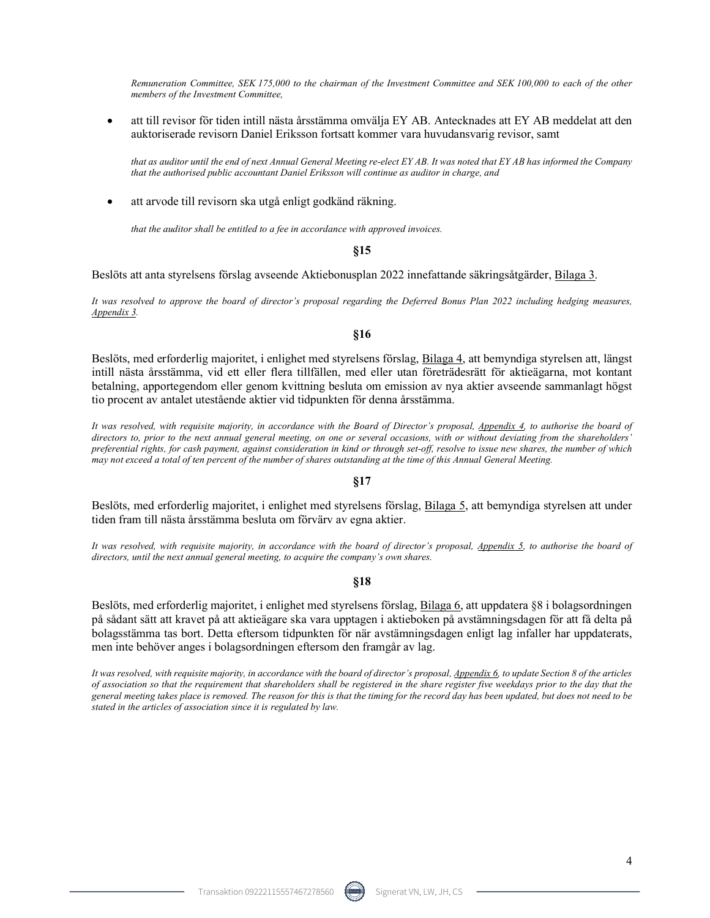*Remuneration Committee, SEK 175,000 to the chairman of the Investment Committee and SEK 100,000 to each of the other members of the Investment Committee,*

- att till revisor för tiden intill nästa årsstämma omvälja EY AB. Antecknades att EY AB meddelat att den auktoriserade revisorn Daniel Eriksson fortsatt kommer vara huvudansvarig revisor, samt

  *that as auditor until the end of next Annual General Meeting re-elect EY AB. It was noted that EY AB has informed the Company that the authorised public accountant Daniel Eriksson will continue as auditor in charge, and*

- att arvode till revisorn ska utgå enligt godkänd räkning.

  *that the auditor shall be entitled to a fee in accordance with approved invoices.*

**§15**

Beslöts att anta styrelsens förslag avseende Aktiebonusplan 2022 innefattande säkringsåtgärder, Bilaga 3.

*It was resolved to approve the board of director's proposal regarding the Deferred Bonus Plan 2022 including hedging measures, Appendix 3.*

**§16**

Beslöts, med erforderlig majoritet, i enlighet med styrelsens förslag, Bilaga 4, att bemyndiga styrelsen att, längst intill nästa årsstämma, vid ett eller flera tillfällen, med eller utan företrädesrätt för aktieägarna, mot kontant betalning, apportegendom eller genom kvittning besluta om emission av nya aktier avseende sammanlagt högst tio procent av antalet utestående aktier vid tidpunkten för denna årsstämma.

*It was resolved, with requisite majority, in accordance with the Board of Director's proposal, Appendix 4, to authorise the board of directors to, prior to the next annual general meeting, on one or several occasions, with or without deviating from the shareholders' preferential rights, for cash payment, against consideration in kind or through set-off, resolve to issue new shares, the number of which may not exceed a total of ten percent of the number of shares outstanding at the time of this Annual General Meeting.*

**§17**

Beslöts, med erforderlig majoritet, i enlighet med styrelsens förslag, Bilaga 5, att bemyndiga styrelsen att under tiden fram till nästa årsstämma besluta om förvärv av egna aktier.

*It was resolved, with requisite majority, in accordance with the board of director's proposal, Appendix 5, to authorise the board of directors, until the next annual general meeting, to acquire the company's own shares.*

**§18**

Beslöts, med erforderlig majoritet, i enlighet med styrelsens förslag, Bilaga 6, att uppdatera §8 i bolagsordningen på sådant sätt att kravet på att aktieägare ska vara upptagen i aktieboken på avstämningsdagen för att få delta på bolagsstämma tas bort. Detta eftersom tidpunkten för när avstämningsdagen enligt lag infaller har uppdaterats, men inte behöver anges i bolagsordningen eftersom den framgår av lag.

*It was resolved, with requisite majority, in accordance with the board of director's proposal, Appendix 6, to update Section 8 of the articles of association so that the requirement that shareholders shall be registered in the share register five weekdays prior to the day that the general meeting takes place is removed. The reason for this is that the timing for the record day has been updated, but does not need to be stated in the articles of association since it is regulated by law.*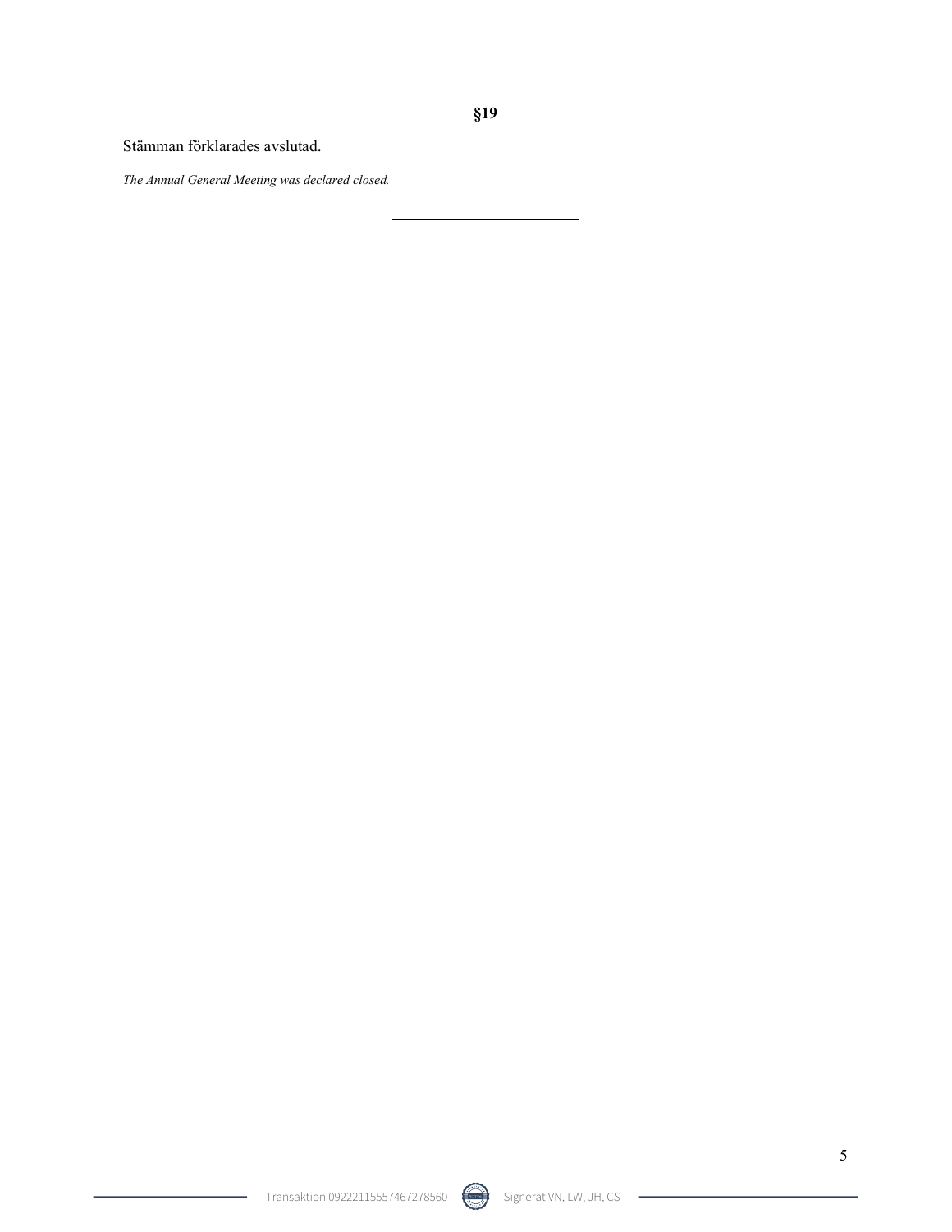**§19**

Stämman förklarades avslutad.

*The Annual General Meeting was declared closed.*

---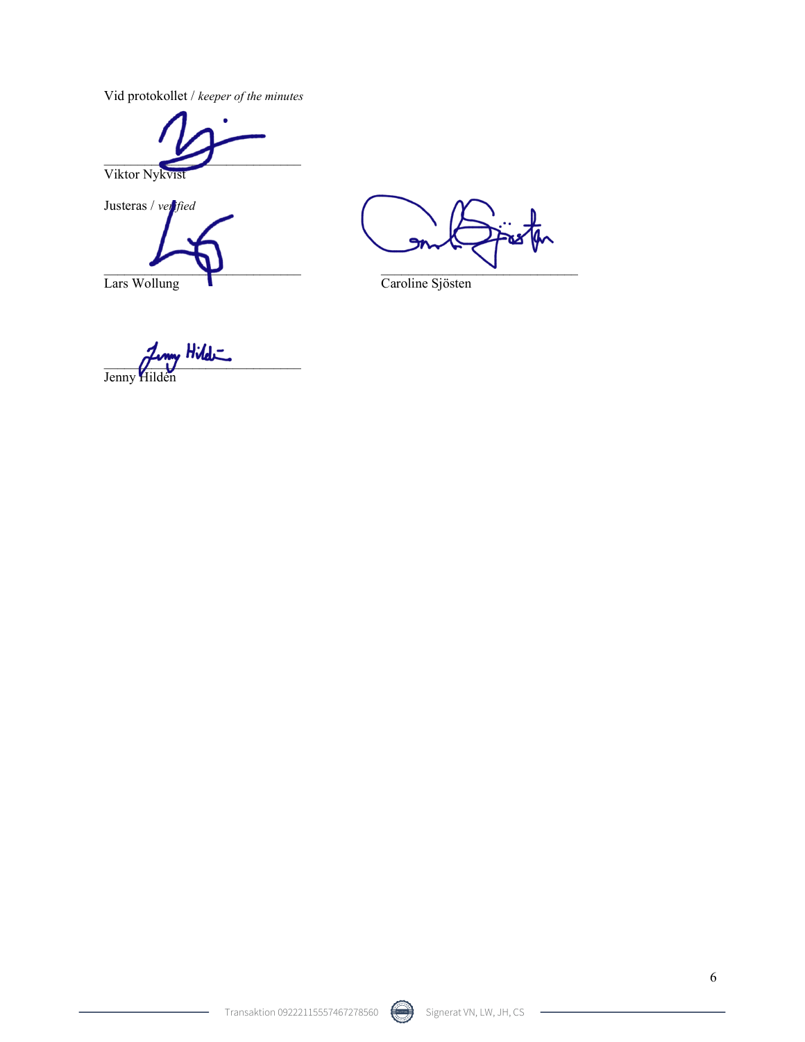Vid protokollet / *keeper of the minutes*

\_\_\_\_\_\_\_\_\_\_\_\_\_\_\_\_\_\_\_\_\_\_\_\_\_\_\_\_\_\_\_\_
Viktor Nykvist

Justeras / *verified*

\_\_\_\_\_\_\_\_\_\_\_\_\_\_\_\_\_\_\_\_\_\_\_\_\_\_\_\_\_\_\_\_
Lars Wollung

\_\_\_\_\_\_\_\_\_\_\_\_\_\_\_\_\_\_\_\_\_\_\_\_\_\_\_\_\_\_\_\_
Caroline Sjösten

\_\_\_\_\_\_\_\_\_\_\_\_\_\_\_\_\_\_\_\_\_\_\_\_\_\_\_\_\_\_\_\_
Jenny Hildén

Transaktion 09222115557467278560 Signerat VN, LW, JH, CS